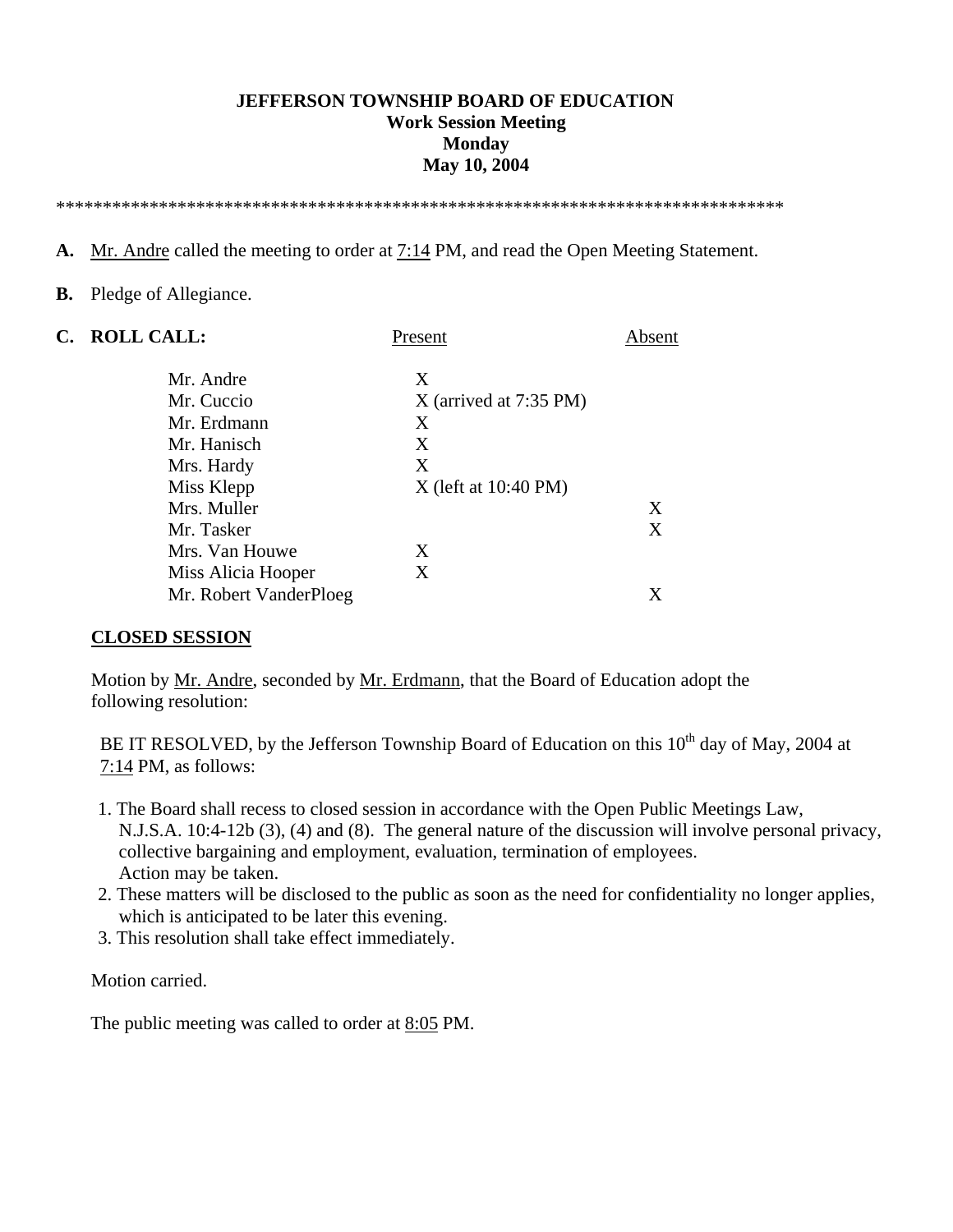**JEFFERSON TOWNSHIP BOARD OF EDUCATION**
**Work Session Meeting**
**Monday**
**May 10, 2004**

*******************************************************************************

**A.** Mr. Andre called the meeting to order at 7:14 PM, and read the Open Meeting Statement.

**B.** Pledge of Allegiance.

**C. ROLL CALL:**

| | Present | Absent |
|---|---|---|
| Mr. Andre | X | |
| Mr. Cuccio | X (arrived at 7:35 PM) | |
| Mr. Erdmann | X | |
| Mr. Hanisch | X | |
| Mrs. Hardy | X | |
| Miss Klepp | X (left at 10:40 PM) | |
| Mrs. Muller | | X |
| Mr. Tasker | | X |
| Mrs. Van Houwe | X | |
| Miss Alicia Hooper | X | |
| Mr. Robert VanderPloeg | | X |

**CLOSED SESSION**

Motion by Mr. Andre, seconded by Mr. Erdmann, that the Board of Education adopt the following resolution:

BE IT RESOLVED, by the Jefferson Township Board of Education on this 10th day of May, 2004 at 7:14 PM, as follows:

1. The Board shall recess to closed session in accordance with the Open Public Meetings Law, N.J.S.A. 10:4-12b (3), (4) and (8). The general nature of the discussion will involve personal privacy, collective bargaining and employment, evaluation, termination of employees. Action may be taken.
2. These matters will be disclosed to the public as soon as the need for confidentiality no longer applies, which is anticipated to be later this evening.
3. This resolution shall take effect immediately.

Motion carried.

The public meeting was called to order at 8:05 PM.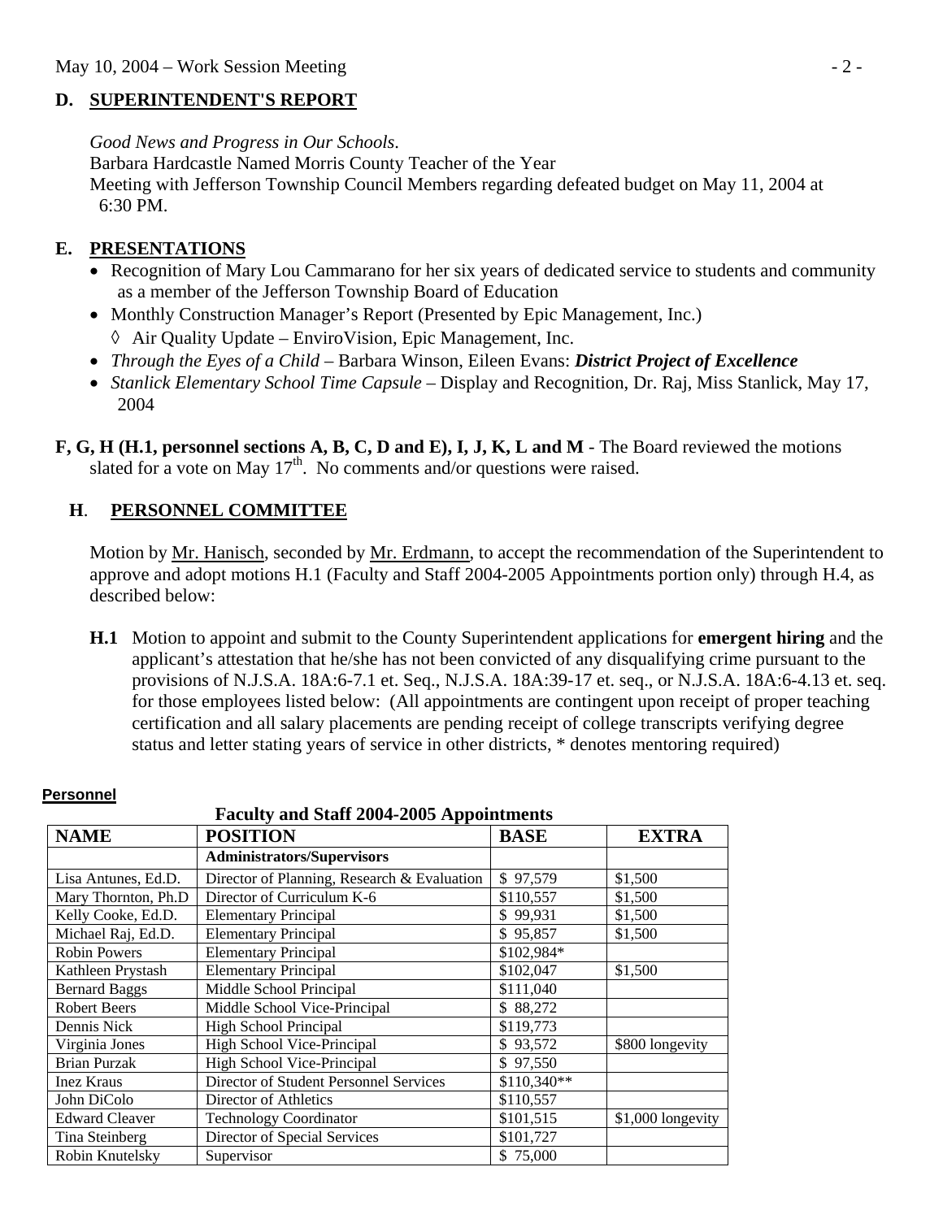## D. SUPERINTENDENT'S REPORT

*Good News and Progress in Our Schools*.
Barbara Hardcastle Named Morris County Teacher of the Year
Meeting with Jefferson Township Council Members regarding defeated budget on May 11, 2004 at 6:30 PM.

## E. PRESENTATIONS

- Recognition of Mary Lou Cammarano for her six years of dedicated service to students and community as a member of the Jefferson Township Board of Education
- Monthly Construction Manager's Report (Presented by Epic Management, Inc.)
  - ◊ Air Quality Update – EnviroVision, Epic Management, Inc.
- *Through the Eyes of a Child* – Barbara Winson, Eileen Evans: ***District Project of Excellence***
- *Stanlick Elementary School Time Capsule* – Display and Recognition, Dr. Raj, Miss Stanlick, May 17, 2004

**F, G, H (H.1, personnel sections A, B, C, D and E), I, J, K, L and M** - The Board reviewed the motions slated for a vote on May 17th. No comments and/or questions were raised.

## H. PERSONNEL COMMITTEE

Motion by Mr. Hanisch, seconded by Mr. Erdmann, to accept the recommendation of the Superintendent to approve and adopt motions H.1 (Faculty and Staff 2004-2005 Appointments portion only) through H.4, as described below:

**H.1** Motion to appoint and submit to the County Superintendent applications for **emergent hiring** and the applicant's attestation that he/she has not been convicted of any disqualifying crime pursuant to the provisions of N.J.S.A. 18A:6-7.1 et. Seq., N.J.S.A. 18A:39-17 et. seq., or N.J.S.A. 18A:6-4.13 et. seq. for those employees listed below: (All appointments are contingent upon receipt of proper teaching certification and all salary placements are pending receipt of college transcripts verifying degree status and letter stating years of service in other districts, * denotes mentoring required)

**Personnel**

**Faculty and Staff 2004-2005 Appointments**

| NAME | POSITION | BASE | EXTRA |
|---|---|---|---|
| | **Administrators/Supervisors** | | |
| Lisa Antunes, Ed.D. | Director of Planning, Research & Evaluation | $ 97,579 | $1,500 |
| Mary Thornton, Ph.D | Director of Curriculum K-6 | $110,557 | $1,500 |
| Kelly Cooke, Ed.D. | Elementary Principal | $ 99,931 | $1,500 |
| Michael Raj, Ed.D. | Elementary Principal | $ 95,857 | $1,500 |
| Robin Powers | Elementary Principal | $102,984* | |
| Kathleen Prystash | Elementary Principal | $102,047 | $1,500 |
| Bernard Baggs | Middle School Principal | $111,040 | |
| Robert Beers | Middle School Vice-Principal | $ 88,272 | |
| Dennis Nick | High School Principal | $119,773 | |
| Virginia Jones | High School Vice-Principal | $ 93,572 | $800 longevity |
| Brian Purzak | High School Vice-Principal | $ 97,550 | |
| Inez Kraus | Director of Student Personnel Services | $110,340** | |
| John DiColo | Director of Athletics | $110,557 | |
| Edward Cleaver | Technology Coordinator | $101,515 | $1,000 longevity |
| Tina Steinberg | Director of Special Services | $101,727 | |
| Robin Knutelsky | Supervisor | $ 75,000 | |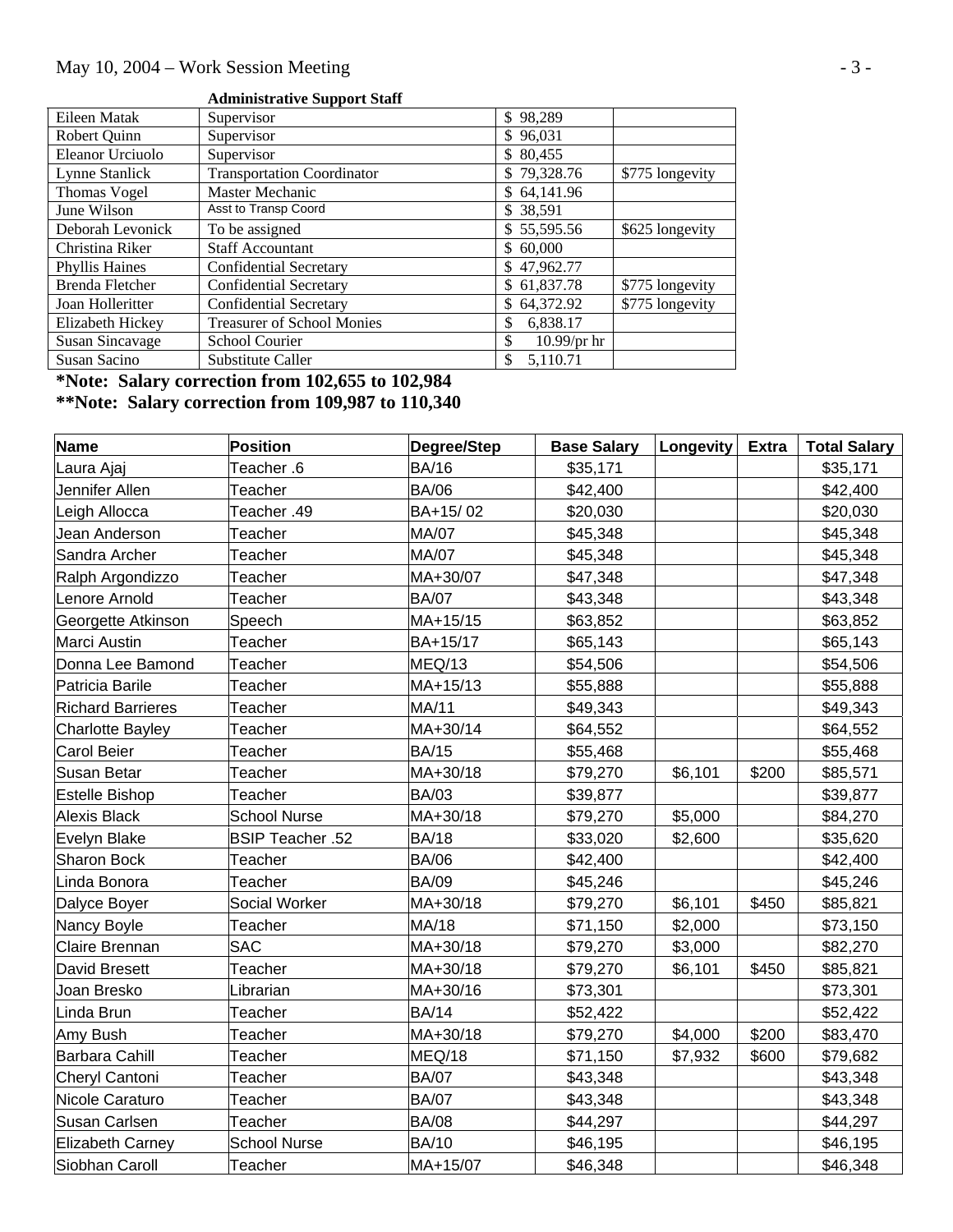**Administrative Support Staff**

| | | | |
|---|---|---|---|
| Eileen Matak | Supervisor | $ 98,289 | |
| Robert Quinn | Supervisor | $ 96,031 | |
| Eleanor Urciuolo | Supervisor | $ 80,455 | |
| Lynne Stanlick | Transportation Coordinator | $ 79,328.76 | $775 longevity |
| Thomas Vogel | Master Mechanic | $ 64,141.96 | |
| June Wilson | Asst to Transp Coord | $ 38,591 | |
| Deborah Levonick | To be assigned | $ 55,595.56 | $625 longevity |
| Christina Riker | Staff Accountant | $ 60,000 | |
| Phyllis Haines | Confidential Secretary | $ 47,962.77 | |
| Brenda Fletcher | Confidential Secretary | $ 61,837.78 | $775 longevity |
| Joan Holleritter | Confidential Secretary | $ 64,372.92 | $775 longevity |
| Elizabeth Hickey | Treasurer of School Monies | $ 6,838.17 | |
| Susan Sincavage | School Courier | $ 10.99/pr hr | |
| Susan Sacino | Substitute Caller | $ 5,110.71 | |

**\*Note: Salary correction from 102,655 to 102,984**

**\*\*Note: Salary correction from 109,987 to 110,340**

| Name | Position | Degree/Step | Base Salary | Longevity | Extra | Total Salary |
|---|---|---|---|---|---|---|
| Laura Ajaj | Teacher .6 | BA/16 | $35,171 | | | $35,171 |
| Jennifer Allen | Teacher | BA/06 | $42,400 | | | $42,400 |
| Leigh Allocca | Teacher .49 | BA+15/ 02 | $20,030 | | | $20,030 |
| Jean Anderson | Teacher | MA/07 | $45,348 | | | $45,348 |
| Sandra Archer | Teacher | MA/07 | $45,348 | | | $45,348 |
| Ralph Argondizzo | Teacher | MA+30/07 | $47,348 | | | $47,348 |
| Lenore Arnold | Teacher | BA/07 | $43,348 | | | $43,348 |
| Georgette Atkinson | Speech | MA+15/15 | $63,852 | | | $63,852 |
| Marci Austin | Teacher | BA+15/17 | $65,143 | | | $65,143 |
| Donna Lee Bamond | Teacher | MEQ/13 | $54,506 | | | $54,506 |
| Patricia Barile | Teacher | MA+15/13 | $55,888 | | | $55,888 |
| Richard Barrieres | Teacher | MA/11 | $49,343 | | | $49,343 |
| Charlotte Bayley | Teacher | MA+30/14 | $64,552 | | | $64,552 |
| Carol Beier | Teacher | BA/15 | $55,468 | | | $55,468 |
| Susan Betar | Teacher | MA+30/18 | $79,270 | $6,101 | $200 | $85,571 |
| Estelle Bishop | Teacher | BA/03 | $39,877 | | | $39,877 |
| Alexis Black | School Nurse | MA+30/18 | $79,270 | $5,000 | | $84,270 |
| Evelyn Blake | BSIP Teacher .52 | BA/18 | $33,020 | $2,600 | | $35,620 |
| Sharon Bock | Teacher | BA/06 | $42,400 | | | $42,400 |
| Linda Bonora | Teacher | BA/09 | $45,246 | | | $45,246 |
| Dalyce Boyer | Social Worker | MA+30/18 | $79,270 | $6,101 | $450 | $85,821 |
| Nancy Boyle | Teacher | MA/18 | $71,150 | $2,000 | | $73,150 |
| Claire Brennan | SAC | MA+30/18 | $79,270 | $3,000 | | $82,270 |
| David Bresett | Teacher | MA+30/18 | $79,270 | $6,101 | $450 | $85,821 |
| Joan Bresko | Librarian | MA+30/16 | $73,301 | | | $73,301 |
| Linda Brun | Teacher | BA/14 | $52,422 | | | $52,422 |
| Amy Bush | Teacher | MA+30/18 | $79,270 | $4,000 | $200 | $83,470 |
| Barbara Cahill | Teacher | MEQ/18 | $71,150 | $7,932 | $600 | $79,682 |
| Cheryl Cantoni | Teacher | BA/07 | $43,348 | | | $43,348 |
| Nicole Caraturo | Teacher | BA/07 | $43,348 | | | $43,348 |
| Susan Carlsen | Teacher | BA/08 | $44,297 | | | $44,297 |
| Elizabeth Carney | School Nurse | BA/10 | $46,195 | | | $46,195 |
| Siobhan Caroll | Teacher | MA+15/07 | $46,348 | | | $46,348 |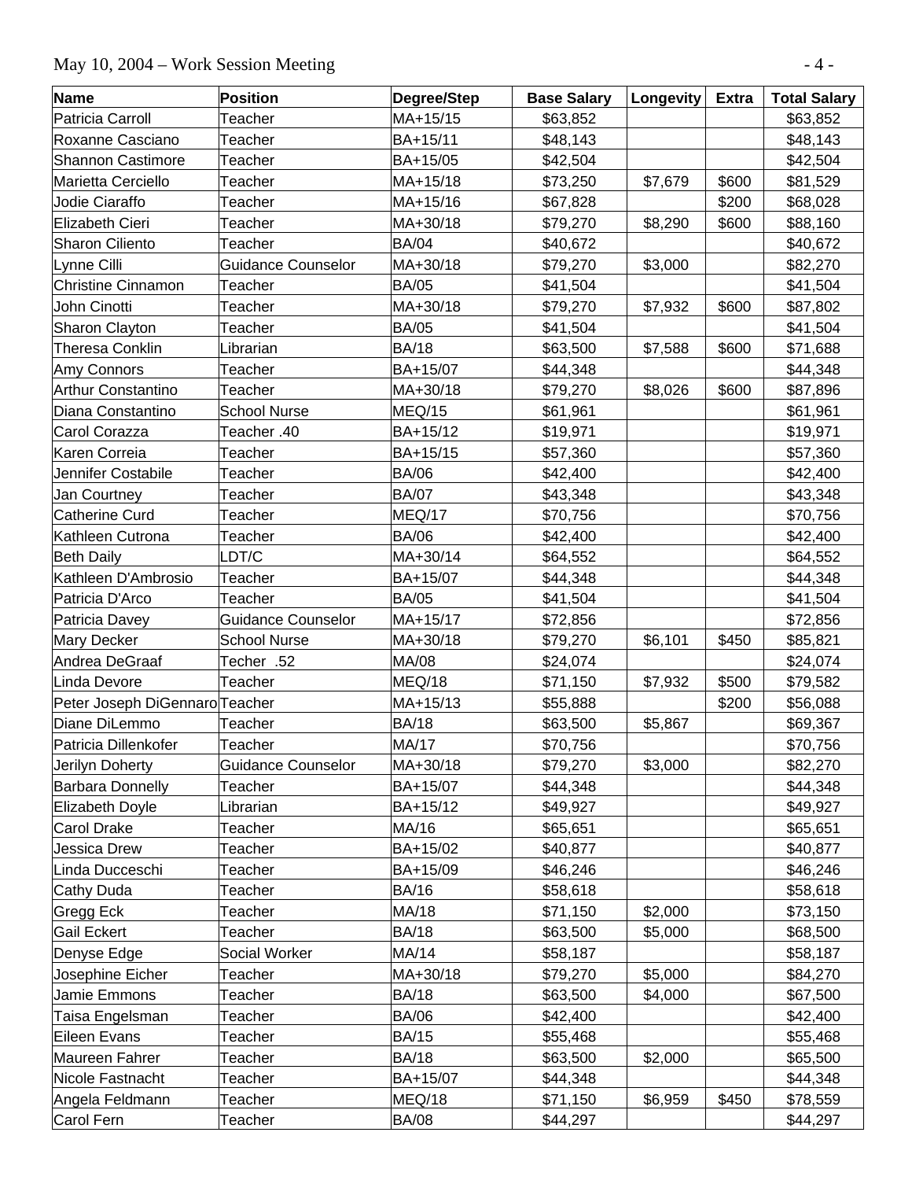| Name | Position | Degree/Step | Base Salary | Longevity | Extra | Total Salary |
|---|---|---|---|---|---|---|
| Patricia Carroll | Teacher | MA+15/15 | $63,852 | | | $63,852 |
| Roxanne Casciano | Teacher | BA+15/11 | $48,143 | | | $48,143 |
| Shannon Castimore | Teacher | BA+15/05 | $42,504 | | | $42,504 |
| Marietta Cerciello | Teacher | MA+15/18 | $73,250 | $7,679 | $600 | $81,529 |
| Jodie Ciaraffo | Teacher | MA+15/16 | $67,828 | | $200 | $68,028 |
| Elizabeth Cieri | Teacher | MA+30/18 | $79,270 | $8,290 | $600 | $88,160 |
| Sharon Ciliento | Teacher | BA/04 | $40,672 | | | $40,672 |
| Lynne Cilli | Guidance Counselor | MA+30/18 | $79,270 | $3,000 | | $82,270 |
| Christine Cinnamon | Teacher | BA/05 | $41,504 | | | $41,504 |
| John Cinotti | Teacher | MA+30/18 | $79,270 | $7,932 | $600 | $87,802 |
| Sharon Clayton | Teacher | BA/05 | $41,504 | | | $41,504 |
| Theresa Conklin | Librarian | BA/18 | $63,500 | $7,588 | $600 | $71,688 |
| Amy Connors | Teacher | BA+15/07 | $44,348 | | | $44,348 |
| Arthur Constantino | Teacher | MA+30/18 | $79,270 | $8,026 | $600 | $87,896 |
| Diana Constantino | School Nurse | MEQ/15 | $61,961 | | | $61,961 |
| Carol Corazza | Teacher .40 | BA+15/12 | $19,971 | | | $19,971 |
| Karen Correia | Teacher | BA+15/15 | $57,360 | | | $57,360 |
| Jennifer Costabile | Teacher | BA/06 | $42,400 | | | $42,400 |
| Jan Courtney | Teacher | BA/07 | $43,348 | | | $43,348 |
| Catherine Curd | Teacher | MEQ/17 | $70,756 | | | $70,756 |
| Kathleen Cutrona | Teacher | BA/06 | $42,400 | | | $42,400 |
| Beth Daily | LDT/C | MA+30/14 | $64,552 | | | $64,552 |
| Kathleen D'Ambrosio | Teacher | BA+15/07 | $44,348 | | | $44,348 |
| Patricia D'Arco | Teacher | BA/05 | $41,504 | | | $41,504 |
| Patricia Davey | Guidance Counselor | MA+15/17 | $72,856 | | | $72,856 |
| Mary Decker | School Nurse | MA+30/18 | $79,270 | $6,101 | $450 | $85,821 |
| Andrea DeGraaf | Techer .52 | MA/08 | $24,074 | | | $24,074 |
| Linda Devore | Teacher | MEQ/18 | $71,150 | $7,932 | $500 | $79,582 |
| Peter Joseph DiGennaro | Teacher | MA+15/13 | $55,888 | | $200 | $56,088 |
| Diane DiLemmo | Teacher | BA/18 | $63,500 | $5,867 | | $69,367 |
| Patricia Dillenkofer | Teacher | MA/17 | $70,756 | | | $70,756 |
| Jerilyn Doherty | Guidance Counselor | MA+30/18 | $79,270 | $3,000 | | $82,270 |
| Barbara Donnelly | Teacher | BA+15/07 | $44,348 | | | $44,348 |
| Elizabeth Doyle | Librarian | BA+15/12 | $49,927 | | | $49,927 |
| Carol Drake | Teacher | MA/16 | $65,651 | | | $65,651 |
| Jessica Drew | Teacher | BA+15/02 | $40,877 | | | $40,877 |
| Linda Ducceschi | Teacher | BA+15/09 | $46,246 | | | $46,246 |
| Cathy Duda | Teacher | BA/16 | $58,618 | | | $58,618 |
| Gregg Eck | Teacher | MA/18 | $71,150 | $2,000 | | $73,150 |
| Gail Eckert | Teacher | BA/18 | $63,500 | $5,000 | | $68,500 |
| Denyse Edge | Social Worker | MA/14 | $58,187 | | | $58,187 |
| Josephine Eicher | Teacher | MA+30/18 | $79,270 | $5,000 | | $84,270 |
| Jamie Emmons | Teacher | BA/18 | $63,500 | $4,000 | | $67,500 |
| Taisa Engelsman | Teacher | BA/06 | $42,400 | | | $42,400 |
| Eileen Evans | Teacher | BA/15 | $55,468 | | | $55,468 |
| Maureen Fahrer | Teacher | BA/18 | $63,500 | $2,000 | | $65,500 |
| Nicole Fastnacht | Teacher | BA+15/07 | $44,348 | | | $44,348 |
| Angela Feldmann | Teacher | MEQ/18 | $71,150 | $6,959 | $450 | $78,559 |
| Carol Fern | Teacher | BA/08 | $44,297 | | | $44,297 |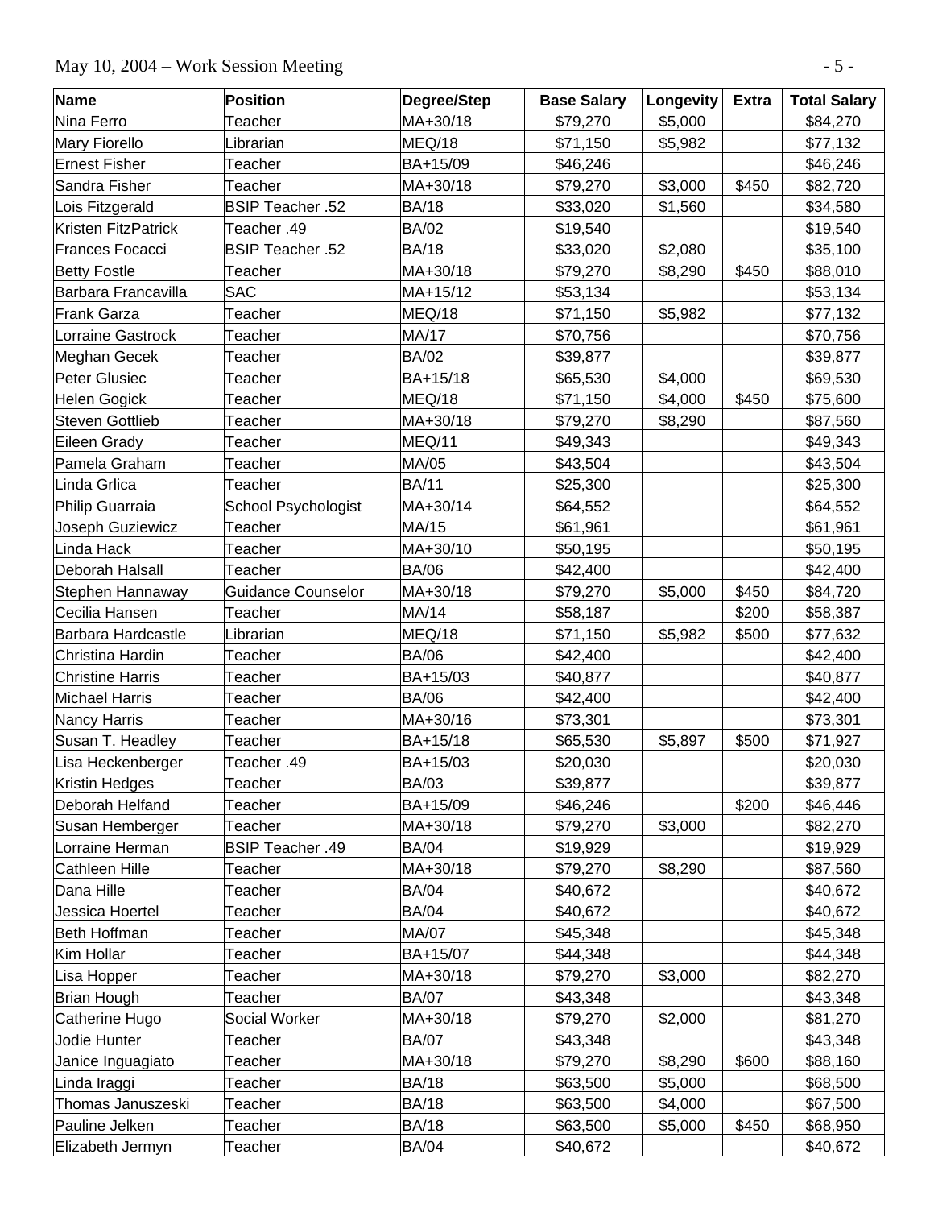| Name | Position | Degree/Step | Base Salary | Longevity | Extra | Total Salary |
|---|---|---|---|---|---|---|
| Nina Ferro | Teacher | MA+30/18 | $79,270 | $5,000 | | $84,270 |
| Mary Fiorello | Librarian | MEQ/18 | $71,150 | $5,982 | | $77,132 |
| Ernest Fisher | Teacher | BA+15/09 | $46,246 | | | $46,246 |
| Sandra Fisher | Teacher | MA+30/18 | $79,270 | $3,000 | $450 | $82,720 |
| Lois Fitzgerald | BSIP Teacher .52 | BA/18 | $33,020 | $1,560 | | $34,580 |
| Kristen FitzPatrick | Teacher .49 | BA/02 | $19,540 | | | $19,540 |
| Frances Focacci | BSIP Teacher .52 | BA/18 | $33,020 | $2,080 | | $35,100 |
| Betty Fostle | Teacher | MA+30/18 | $79,270 | $8,290 | $450 | $88,010 |
| Barbara Francavilla | SAC | MA+15/12 | $53,134 | | | $53,134 |
| Frank Garza | Teacher | MEQ/18 | $71,150 | $5,982 | | $77,132 |
| Lorraine Gastrock | Teacher | MA/17 | $70,756 | | | $70,756 |
| Meghan Gecek | Teacher | BA/02 | $39,877 | | | $39,877 |
| Peter Glusiec | Teacher | BA+15/18 | $65,530 | $4,000 | | $69,530 |
| Helen Gogick | Teacher | MEQ/18 | $71,150 | $4,000 | $450 | $75,600 |
| Steven Gottlieb | Teacher | MA+30/18 | $79,270 | $8,290 | | $87,560 |
| Eileen Grady | Teacher | MEQ/11 | $49,343 | | | $49,343 |
| Pamela Graham | Teacher | MA/05 | $43,504 | | | $43,504 |
| Linda Grlica | Teacher | BA/11 | $25,300 | | | $25,300 |
| Philip Guarraia | School Psychologist | MA+30/14 | $64,552 | | | $64,552 |
| Joseph Guziewicz | Teacher | MA/15 | $61,961 | | | $61,961 |
| Linda Hack | Teacher | MA+30/10 | $50,195 | | | $50,195 |
| Deborah Halsall | Teacher | BA/06 | $42,400 | | | $42,400 |
| Stephen Hannaway | Guidance Counselor | MA+30/18 | $79,270 | $5,000 | $450 | $84,720 |
| Cecilia Hansen | Teacher | MA/14 | $58,187 | | $200 | $58,387 |
| Barbara Hardcastle | Librarian | MEQ/18 | $71,150 | $5,982 | $500 | $77,632 |
| Christina Hardin | Teacher | BA/06 | $42,400 | | | $42,400 |
| Christine Harris | Teacher | BA+15/03 | $40,877 | | | $40,877 |
| Michael Harris | Teacher | BA/06 | $42,400 | | | $42,400 |
| Nancy Harris | Teacher | MA+30/16 | $73,301 | | | $73,301 |
| Susan T. Headley | Teacher | BA+15/18 | $65,530 | $5,897 | $500 | $71,927 |
| Lisa Heckenberger | Teacher .49 | BA+15/03 | $20,030 | | | $20,030 |
| Kristin Hedges | Teacher | BA/03 | $39,877 | | | $39,877 |
| Deborah Helfand | Teacher | BA+15/09 | $46,246 | | $200 | $46,446 |
| Susan Hemberger | Teacher | MA+30/18 | $79,270 | $3,000 | | $82,270 |
| Lorraine Herman | BSIP Teacher .49 | BA/04 | $19,929 | | | $19,929 |
| Cathleen Hille | Teacher | MA+30/18 | $79,270 | $8,290 | | $87,560 |
| Dana Hille | Teacher | BA/04 | $40,672 | | | $40,672 |
| Jessica Hoertel | Teacher | BA/04 | $40,672 | | | $40,672 |
| Beth Hoffman | Teacher | MA/07 | $45,348 | | | $45,348 |
| Kim Hollar | Teacher | BA+15/07 | $44,348 | | | $44,348 |
| Lisa Hopper | Teacher | MA+30/18 | $79,270 | $3,000 | | $82,270 |
| Brian Hough | Teacher | BA/07 | $43,348 | | | $43,348 |
| Catherine Hugo | Social Worker | MA+30/18 | $79,270 | $2,000 | | $81,270 |
| Jodie Hunter | Teacher | BA/07 | $43,348 | | | $43,348 |
| Janice Inguagiato | Teacher | MA+30/18 | $79,270 | $8,290 | $600 | $88,160 |
| Linda Iraggi | Teacher | BA/18 | $63,500 | $5,000 | | $68,500 |
| Thomas Januszeski | Teacher | BA/18 | $63,500 | $4,000 | | $67,500 |
| Pauline Jelken | Teacher | BA/18 | $63,500 | $5,000 | $450 | $68,950 |
| Elizabeth Jermyn | Teacher | BA/04 | $40,672 | | | $40,672 |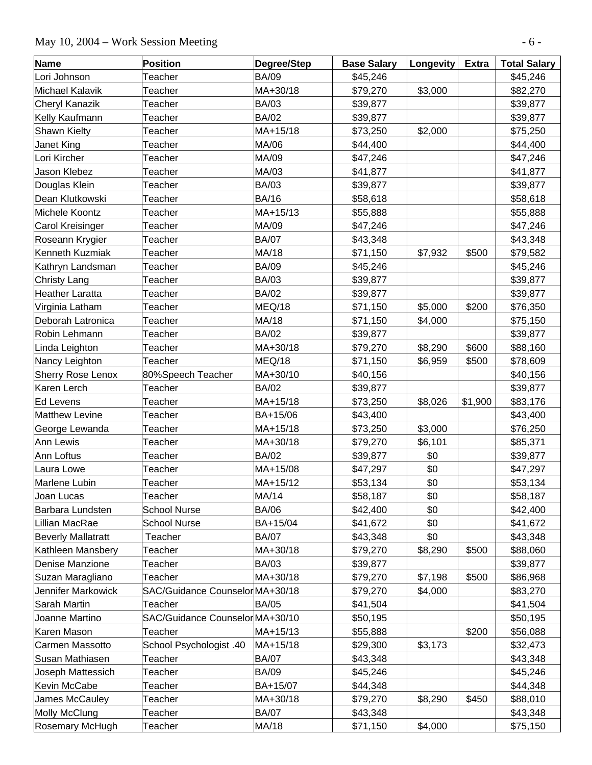| Name | Position | Degree/Step | Base Salary | Longevity | Extra | Total Salary |
|---|---|---|---|---|---|---|
| Lori Johnson | Teacher | BA/09 | $45,246 | | | $45,246 |
| Michael Kalavik | Teacher | MA+30/18 | $79,270 | $3,000 | | $82,270 |
| Cheryl Kanazik | Teacher | BA/03 | $39,877 | | | $39,877 |
| Kelly Kaufmann | Teacher | BA/02 | $39,877 | | | $39,877 |
| Shawn Kielty | Teacher | MA+15/18 | $73,250 | $2,000 | | $75,250 |
| Janet King | Teacher | MA/06 | $44,400 | | | $44,400 |
| Lori Kircher | Teacher | MA/09 | $47,246 | | | $47,246 |
| Jason Klebez | Teacher | MA/03 | $41,877 | | | $41,877 |
| Douglas Klein | Teacher | BA/03 | $39,877 | | | $39,877 |
| Dean Klutkowski | Teacher | BA/16 | $58,618 | | | $58,618 |
| Michele Koontz | Teacher | MA+15/13 | $55,888 | | | $55,888 |
| Carol Kreisinger | Teacher | MA/09 | $47,246 | | | $47,246 |
| Roseann Krygier | Teacher | BA/07 | $43,348 | | | $43,348 |
| Kenneth Kuzmiak | Teacher | MA/18 | $71,150 | $7,932 | $500 | $79,582 |
| Kathryn Landsman | Teacher | BA/09 | $45,246 | | | $45,246 |
| Christy Lang | Teacher | BA/03 | $39,877 | | | $39,877 |
| Heather Laratta | Teacher | BA/02 | $39,877 | | | $39,877 |
| Virginia Latham | Teacher | MEQ/18 | $71,150 | $5,000 | $200 | $76,350 |
| Deborah Latronica | Teacher | MA/18 | $71,150 | $4,000 | | $75,150 |
| Robin Lehmann | Teacher | BA/02 | $39,877 | | | $39,877 |
| Linda Leighton | Teacher | MA+30/18 | $79,270 | $8,290 | $600 | $88,160 |
| Nancy Leighton | Teacher | MEQ/18 | $71,150 | $6,959 | $500 | $78,609 |
| Sherry Rose Lenox | 80%Speech Teacher | MA+30/10 | $40,156 | | | $40,156 |
| Karen Lerch | Teacher | BA/02 | $39,877 | | | $39,877 |
| Ed Levens | Teacher | MA+15/18 | $73,250 | $8,026 | $1,900 | $83,176 |
| Matthew Levine | Teacher | BA+15/06 | $43,400 | | | $43,400 |
| George Lewanda | Teacher | MA+15/18 | $73,250 | $3,000 | | $76,250 |
| Ann Lewis | Teacher | MA+30/18 | $79,270 | $6,101 | | $85,371 |
| Ann Loftus | Teacher | BA/02 | $39,877 | $0 | | $39,877 |
| Laura Lowe | Teacher | MA+15/08 | $47,297 | $0 | | $47,297 |
| Marlene Lubin | Teacher | MA+15/12 | $53,134 | $0 | | $53,134 |
| Joan Lucas | Teacher | MA/14 | $58,187 | $0 | | $58,187 |
| Barbara Lundsten | School Nurse | BA/06 | $42,400 | $0 | | $42,400 |
| Lillian MacRae | School Nurse | BA+15/04 | $41,672 | $0 | | $41,672 |
| Beverly Mallatratt | Teacher | BA/07 | $43,348 | $0 | | $43,348 |
| Kathleen Mansbery | Teacher | MA+30/18 | $79,270 | $8,290 | $500 | $88,060 |
| Denise Manzione | Teacher | BA/03 | $39,877 | | | $39,877 |
| Suzan Maragliano | Teacher | MA+30/18 | $79,270 | $7,198 | $500 | $86,968 |
| Jennifer Markowick | SAC/Guidance Counselor | MA+30/18 | $79,270 | $4,000 | | $83,270 |
| Sarah Martin | Teacher | BA/05 | $41,504 | | | $41,504 |
| Joanne Martino | SAC/Guidance Counselor | MA+30/10 | $50,195 | | | $50,195 |
| Karen Mason | Teacher | MA+15/13 | $55,888 | | $200 | $56,088 |
| Carmen Massotto | School Psychologist .40 | MA+15/18 | $29,300 | $3,173 | | $32,473 |
| Susan Mathiasen | Teacher | BA/07 | $43,348 | | | $43,348 |
| Joseph Mattessich | Teacher | BA/09 | $45,246 | | | $45,246 |
| Kevin McCabe | Teacher | BA+15/07 | $44,348 | | | $44,348 |
| James McCauley | Teacher | MA+30/18 | $79,270 | $8,290 | $450 | $88,010 |
| Molly McClung | Teacher | BA/07 | $43,348 | | | $43,348 |
| Rosemary McHugh | Teacher | MA/18 | $71,150 | $4,000 | | $75,150 |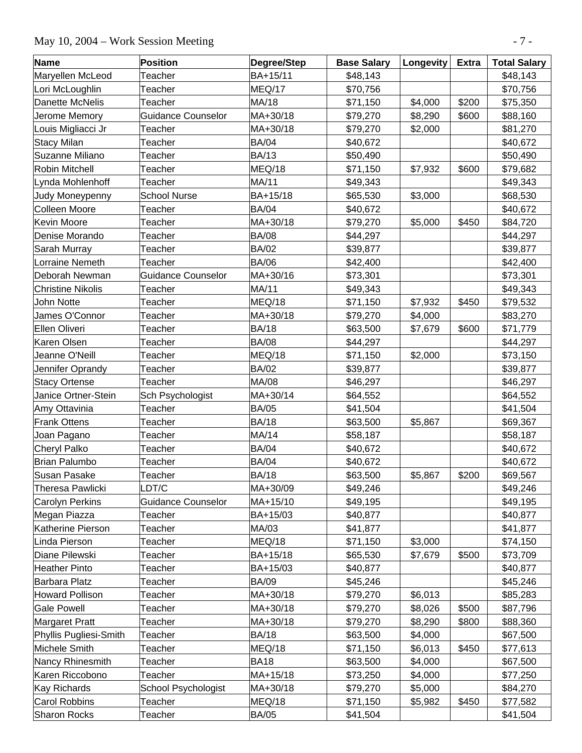| Name | Position | Degree/Step | Base Salary | Longevity | Extra | Total Salary |
|---|---|---|---|---|---|---|
| Maryellen McLeod | Teacher | BA+15/11 | $48,143 | | | $48,143 |
| Lori McLoughlin | Teacher | MEQ/17 | $70,756 | | | $70,756 |
| Danette McNelis | Teacher | MA/18 | $71,150 | $4,000 | $200 | $75,350 |
| Jerome Memory | Guidance Counselor | MA+30/18 | $79,270 | $8,290 | $600 | $88,160 |
| Louis Migliacci Jr | Teacher | MA+30/18 | $79,270 | $2,000 | | $81,270 |
| Stacy Milan | Teacher | BA/04 | $40,672 | | | $40,672 |
| Suzanne Miliano | Teacher | BA/13 | $50,490 | | | $50,490 |
| Robin Mitchell | Teacher | MEQ/18 | $71,150 | $7,932 | $600 | $79,682 |
| Lynda Mohlenhoff | Teacher | MA/11 | $49,343 | | | $49,343 |
| Judy Moneypenny | School Nurse | BA+15/18 | $65,530 | $3,000 | | $68,530 |
| Colleen Moore | Teacher | BA/04 | $40,672 | | | $40,672 |
| Kevin Moore | Teacher | MA+30/18 | $79,270 | $5,000 | $450 | $84,720 |
| Denise Morando | Teacher | BA/08 | $44,297 | | | $44,297 |
| Sarah Murray | Teacher | BA/02 | $39,877 | | | $39,877 |
| Lorraine Nemeth | Teacher | BA/06 | $42,400 | | | $42,400 |
| Deborah Newman | Guidance Counselor | MA+30/16 | $73,301 | | | $73,301 |
| Christine Nikolis | Teacher | MA/11 | $49,343 | | | $49,343 |
| John Notte | Teacher | MEQ/18 | $71,150 | $7,932 | $450 | $79,532 |
| James O'Connor | Teacher | MA+30/18 | $79,270 | $4,000 | | $83,270 |
| Ellen Oliveri | Teacher | BA/18 | $63,500 | $7,679 | $600 | $71,779 |
| Karen Olsen | Teacher | BA/08 | $44,297 | | | $44,297 |
| Jeanne O'Neill | Teacher | MEQ/18 | $71,150 | $2,000 | | $73,150 |
| Jennifer Oprandy | Teacher | BA/02 | $39,877 | | | $39,877 |
| Stacy Ortense | Teacher | MA/08 | $46,297 | | | $46,297 |
| Janice Ortner-Stein | Sch Psychologist | MA+30/14 | $64,552 | | | $64,552 |
| Amy Ottavinia | Teacher | BA/05 | $41,504 | | | $41,504 |
| Frank Ottens | Teacher | BA/18 | $63,500 | $5,867 | | $69,367 |
| Joan Pagano | Teacher | MA/14 | $58,187 | | | $58,187 |
| Cheryl Palko | Teacher | BA/04 | $40,672 | | | $40,672 |
| Brian Palumbo | Teacher | BA/04 | $40,672 | | | $40,672 |
| Susan Pasake | Teacher | BA/18 | $63,500 | $5,867 | $200 | $69,567 |
| Theresa Pawlicki | LDT/C | MA+30/09 | $49,246 | | | $49,246 |
| Carolyn Perkins | Guidance Counselor | MA+15/10 | $49,195 | | | $49,195 |
| Megan Piazza | Teacher | BA+15/03 | $40,877 | | | $40,877 |
| Katherine Pierson | Teacher | MA/03 | $41,877 | | | $41,877 |
| Linda Pierson | Teacher | MEQ/18 | $71,150 | $3,000 | | $74,150 |
| Diane Pilewski | Teacher | BA+15/18 | $65,530 | $7,679 | $500 | $73,709 |
| Heather Pinto | Teacher | BA+15/03 | $40,877 | | | $40,877 |
| Barbara Platz | Teacher | BA/09 | $45,246 | | | $45,246 |
| Howard Pollison | Teacher | MA+30/18 | $79,270 | $6,013 | | $85,283 |
| Gale Powell | Teacher | MA+30/18 | $79,270 | $8,026 | $500 | $87,796 |
| Margaret Pratt | Teacher | MA+30/18 | $79,270 | $8,290 | $800 | $88,360 |
| Phyllis Pugliesi-Smith | Teacher | BA/18 | $63,500 | $4,000 | | $67,500 |
| Michele Smith | Teacher | MEQ/18 | $71,150 | $6,013 | $450 | $77,613 |
| Nancy Rhinesmith | Teacher | BA18 | $63,500 | $4,000 | | $67,500 |
| Karen Riccobono | Teacher | MA+15/18 | $73,250 | $4,000 | | $77,250 |
| Kay Richards | School Psychologist | MA+30/18 | $79,270 | $5,000 | | $84,270 |
| Carol Robbins | Teacher | MEQ/18 | $71,150 | $5,982 | $450 | $77,582 |
| Sharon Rocks | Teacher | BA/05 | $41,504 | | | $41,504 |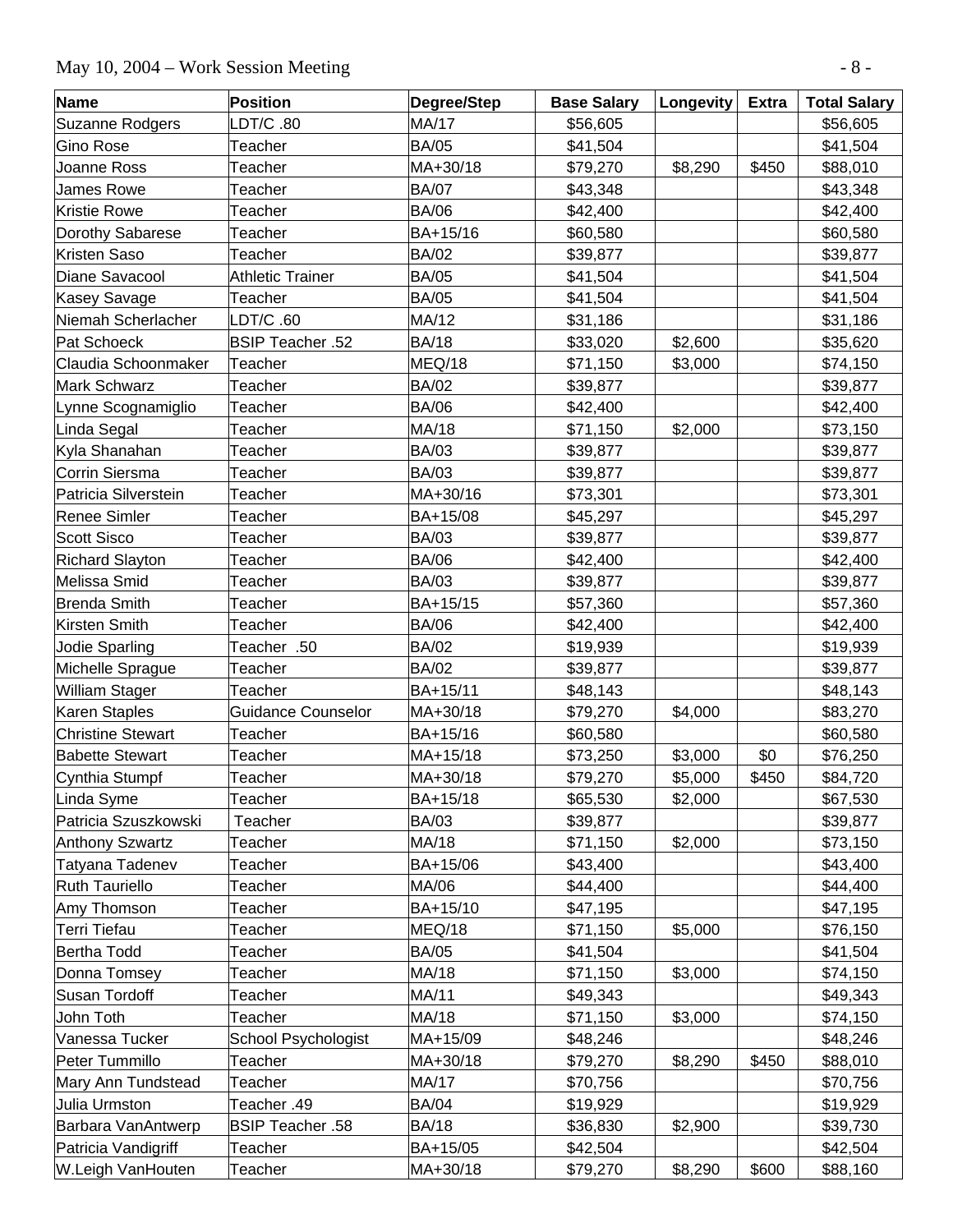| Name | Position | Degree/Step | Base Salary | Longevity | Extra | Total Salary |
|---|---|---|---|---|---|---|
| Suzanne Rodgers | LDT/C .80 | MA/17 | $56,605 | | | $56,605 |
| Gino Rose | Teacher | BA/05 | $41,504 | | | $41,504 |
| Joanne Ross | Teacher | MA+30/18 | $79,270 | $8,290 | $450 | $88,010 |
| James Rowe | Teacher | BA/07 | $43,348 | | | $43,348 |
| Kristie Rowe | Teacher | BA/06 | $42,400 | | | $42,400 |
| Dorothy Sabarese | Teacher | BA+15/16 | $60,580 | | | $60,580 |
| Kristen Saso | Teacher | BA/02 | $39,877 | | | $39,877 |
| Diane Savacool | Athletic Trainer | BA/05 | $41,504 | | | $41,504 |
| Kasey Savage | Teacher | BA/05 | $41,504 | | | $41,504 |
| Niemah Scherlacher | LDT/C .60 | MA/12 | $31,186 | | | $31,186 |
| Pat Schoeck | BSIP Teacher .52 | BA/18 | $33,020 | $2,600 | | $35,620 |
| Claudia Schoonmaker | Teacher | MEQ/18 | $71,150 | $3,000 | | $74,150 |
| Mark Schwarz | Teacher | BA/02 | $39,877 | | | $39,877 |
| Lynne Scognamiglio | Teacher | BA/06 | $42,400 | | | $42,400 |
| Linda Segal | Teacher | MA/18 | $71,150 | $2,000 | | $73,150 |
| Kyla Shanahan | Teacher | BA/03 | $39,877 | | | $39,877 |
| Corrin Siersma | Teacher | BA/03 | $39,877 | | | $39,877 |
| Patricia Silverstein | Teacher | MA+30/16 | $73,301 | | | $73,301 |
| Renee Simler | Teacher | BA+15/08 | $45,297 | | | $45,297 |
| Scott Sisco | Teacher | BA/03 | $39,877 | | | $39,877 |
| Richard Slayton | Teacher | BA/06 | $42,400 | | | $42,400 |
| Melissa Smid | Teacher | BA/03 | $39,877 | | | $39,877 |
| Brenda Smith | Teacher | BA+15/15 | $57,360 | | | $57,360 |
| Kirsten Smith | Teacher | BA/06 | $42,400 | | | $42,400 |
| Jodie Sparling | Teacher .50 | BA/02 | $19,939 | | | $19,939 |
| Michelle Sprague | Teacher | BA/02 | $39,877 | | | $39,877 |
| William Stager | Teacher | BA+15/11 | $48,143 | | | $48,143 |
| Karen Staples | Guidance Counselor | MA+30/18 | $79,270 | $4,000 | | $83,270 |
| Christine Stewart | Teacher | BA+15/16 | $60,580 | | | $60,580 |
| Babette Stewart | Teacher | MA+15/18 | $73,250 | $3,000 | $0 | $76,250 |
| Cynthia Stumpf | Teacher | MA+30/18 | $79,270 | $5,000 | $450 | $84,720 |
| Linda Syme | Teacher | BA+15/18 | $65,530 | $2,000 | | $67,530 |
| Patricia Szuszkowski | Teacher | BA/03 | $39,877 | | | $39,877 |
| Anthony Szwartz | Teacher | MA/18 | $71,150 | $2,000 | | $73,150 |
| Tatyana Tadenev | Teacher | BA+15/06 | $43,400 | | | $43,400 |
| Ruth Tauriello | Teacher | MA/06 | $44,400 | | | $44,400 |
| Amy Thomson | Teacher | BA+15/10 | $47,195 | | | $47,195 |
| Terri Tiefau | Teacher | MEQ/18 | $71,150 | $5,000 | | $76,150 |
| Bertha Todd | Teacher | BA/05 | $41,504 | | | $41,504 |
| Donna Tomsey | Teacher | MA/18 | $71,150 | $3,000 | | $74,150 |
| Susan Tordoff | Teacher | MA/11 | $49,343 | | | $49,343 |
| John Toth | Teacher | MA/18 | $71,150 | $3,000 | | $74,150 |
| Vanessa Tucker | School Psychologist | MA+15/09 | $48,246 | | | $48,246 |
| Peter Tummillo | Teacher | MA+30/18 | $79,270 | $8,290 | $450 | $88,010 |
| Mary Ann Tundstead | Teacher | MA/17 | $70,756 | | | $70,756 |
| Julia Urmston | Teacher .49 | BA/04 | $19,929 | | | $19,929 |
| Barbara VanAntwerp | BSIP Teacher .58 | BA/18 | $36,830 | $2,900 | | $39,730 |
| Patricia Vandigriff | Teacher | BA+15/05 | $42,504 | | | $42,504 |
| W.Leigh VanHouten | Teacher | MA+30/18 | $79,270 | $8,290 | $600 | $88,160 |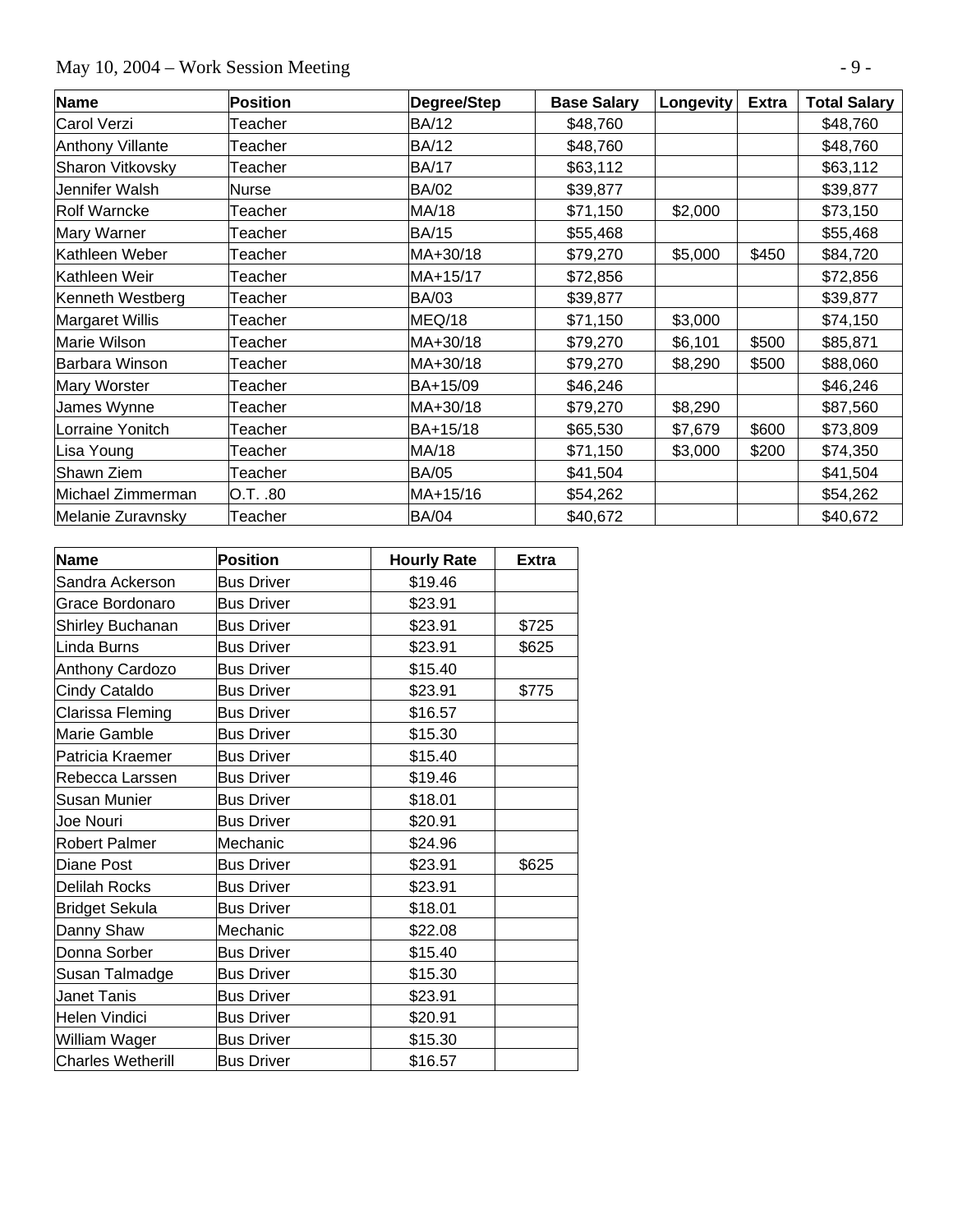| Name | Position | Degree/Step | Base Salary | Longevity | Extra | Total Salary |
|---|---|---|---|---|---|---|
| Carol Verzi | Teacher | BA/12 | $48,760 | | | $48,760 |
| Anthony Villante | Teacher | BA/12 | $48,760 | | | $48,760 |
| Sharon Vitkovsky | Teacher | BA/17 | $63,112 | | | $63,112 |
| Jennifer Walsh | Nurse | BA/02 | $39,877 | | | $39,877 |
| Rolf Warncke | Teacher | MA/18 | $71,150 | $2,000 | | $73,150 |
| Mary Warner | Teacher | BA/15 | $55,468 | | | $55,468 |
| Kathleen Weber | Teacher | MA+30/18 | $79,270 | $5,000 | $450 | $84,720 |
| Kathleen Weir | Teacher | MA+15/17 | $72,856 | | | $72,856 |
| Kenneth Westberg | Teacher | BA/03 | $39,877 | | | $39,877 |
| Margaret Willis | Teacher | MEQ/18 | $71,150 | $3,000 | | $74,150 |
| Marie Wilson | Teacher | MA+30/18 | $79,270 | $6,101 | $500 | $85,871 |
| Barbara Winson | Teacher | MA+30/18 | $79,270 | $8,290 | $500 | $88,060 |
| Mary Worster | Teacher | BA+15/09 | $46,246 | | | $46,246 |
| James Wynne | Teacher | MA+30/18 | $79,270 | $8,290 | | $87,560 |
| Lorraine Yonitch | Teacher | BA+15/18 | $65,530 | $7,679 | $600 | $73,809 |
| Lisa Young | Teacher | MA/18 | $71,150 | $3,000 | $200 | $74,350 |
| Shawn Ziem | Teacher | BA/05 | $41,504 | | | $41,504 |
| Michael Zimmerman | O.T. .80 | MA+15/16 | $54,262 | | | $54,262 |
| Melanie Zuravnsky | Teacher | BA/04 | $40,672 | | | $40,672 |

| Name | Position | Hourly Rate | Extra |
|---|---|---|---|
| Sandra Ackerson | Bus Driver | $19.46 | |
| Grace Bordonaro | Bus Driver | $23.91 | |
| Shirley Buchanan | Bus Driver | $23.91 | $725 |
| Linda Burns | Bus Driver | $23.91 | $625 |
| Anthony Cardozo | Bus Driver | $15.40 | |
| Cindy Cataldo | Bus Driver | $23.91 | $775 |
| Clarissa Fleming | Bus Driver | $16.57 | |
| Marie Gamble | Bus Driver | $15.30 | |
| Patricia Kraemer | Bus Driver | $15.40 | |
| Rebecca Larssen | Bus Driver | $19.46 | |
| Susan Munier | Bus Driver | $18.01 | |
| Joe Nouri | Bus Driver | $20.91 | |
| Robert Palmer | Mechanic | $24.96 | |
| Diane Post | Bus Driver | $23.91 | $625 |
| Delilah Rocks | Bus Driver | $23.91 | |
| Bridget Sekula | Bus Driver | $18.01 | |
| Danny Shaw | Mechanic | $22.08 | |
| Donna Sorber | Bus Driver | $15.40 | |
| Susan Talmadge | Bus Driver | $15.30 | |
| Janet Tanis | Bus Driver | $23.91 | |
| Helen Vindici | Bus Driver | $20.91 | |
| William Wager | Bus Driver | $15.30 | |
| Charles Wetherill | Bus Driver | $16.57 | |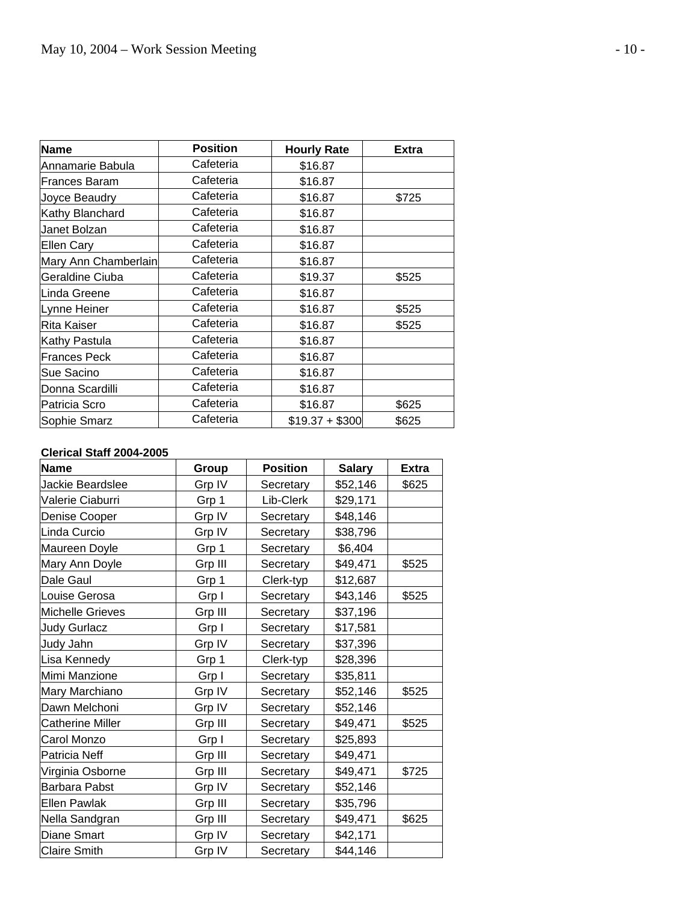| Name | Position | Hourly Rate | Extra |
|---|---|---|---|
| Annamarie Babula | Cafeteria | $16.87 | |
| Frances Baram | Cafeteria | $16.87 | |
| Joyce Beaudry | Cafeteria | $16.87 | $725 |
| Kathy Blanchard | Cafeteria | $16.87 | |
| Janet Bolzan | Cafeteria | $16.87 | |
| Ellen Cary | Cafeteria | $16.87 | |
| Mary Ann Chamberlain | Cafeteria | $16.87 | |
| Geraldine Ciuba | Cafeteria | $19.37 | $525 |
| Linda Greene | Cafeteria | $16.87 | |
| Lynne Heiner | Cafeteria | $16.87 | $525 |
| Rita Kaiser | Cafeteria | $16.87 | $525 |
| Kathy Pastula | Cafeteria | $16.87 | |
| Frances Peck | Cafeteria | $16.87 | |
| Sue Sacino | Cafeteria | $16.87 | |
| Donna Scardilli | Cafeteria | $16.87 | |
| Patricia Scro | Cafeteria | $16.87 | $625 |
| Sophie Smarz | Cafeteria | $19.37 + $300 | $625 |

**Clerical Staff 2004-2005**

| Name | Group | Position | Salary | Extra |
|---|---|---|---|---|
| Jackie Beardslee | Grp IV | Secretary | $52,146 | $625 |
| Valerie Ciaburri | Grp 1 | Lib-Clerk | $29,171 | |
| Denise Cooper | Grp IV | Secretary | $48,146 | |
| Linda Curcio | Grp IV | Secretary | $38,796 | |
| Maureen Doyle | Grp 1 | Secretary | $6,404 | |
| Mary Ann Doyle | Grp III | Secretary | $49,471 | $525 |
| Dale Gaul | Grp 1 | Clerk-typ | $12,687 | |
| Louise Gerosa | Grp I | Secretary | $43,146 | $525 |
| Michelle Grieves | Grp III | Secretary | $37,196 | |
| Judy Gurlacz | Grp I | Secretary | $17,581 | |
| Judy Jahn | Grp IV | Secretary | $37,396 | |
| Lisa Kennedy | Grp 1 | Clerk-typ | $28,396 | |
| Mimi Manzione | Grp I | Secretary | $35,811 | |
| Mary Marchiano | Grp IV | Secretary | $52,146 | $525 |
| Dawn Melchoni | Grp IV | Secretary | $52,146 | |
| Catherine Miller | Grp III | Secretary | $49,471 | $525 |
| Carol Monzo | Grp I | Secretary | $25,893 | |
| Patricia Neff | Grp III | Secretary | $49,471 | |
| Virginia Osborne | Grp III | Secretary | $49,471 | $725 |
| Barbara Pabst | Grp IV | Secretary | $52,146 | |
| Ellen Pawlak | Grp III | Secretary | $35,796 | |
| Nella Sandgran | Grp III | Secretary | $49,471 | $625 |
| Diane Smart | Grp IV | Secretary | $42,171 | |
| Claire Smith | Grp IV | Secretary | $44,146 | |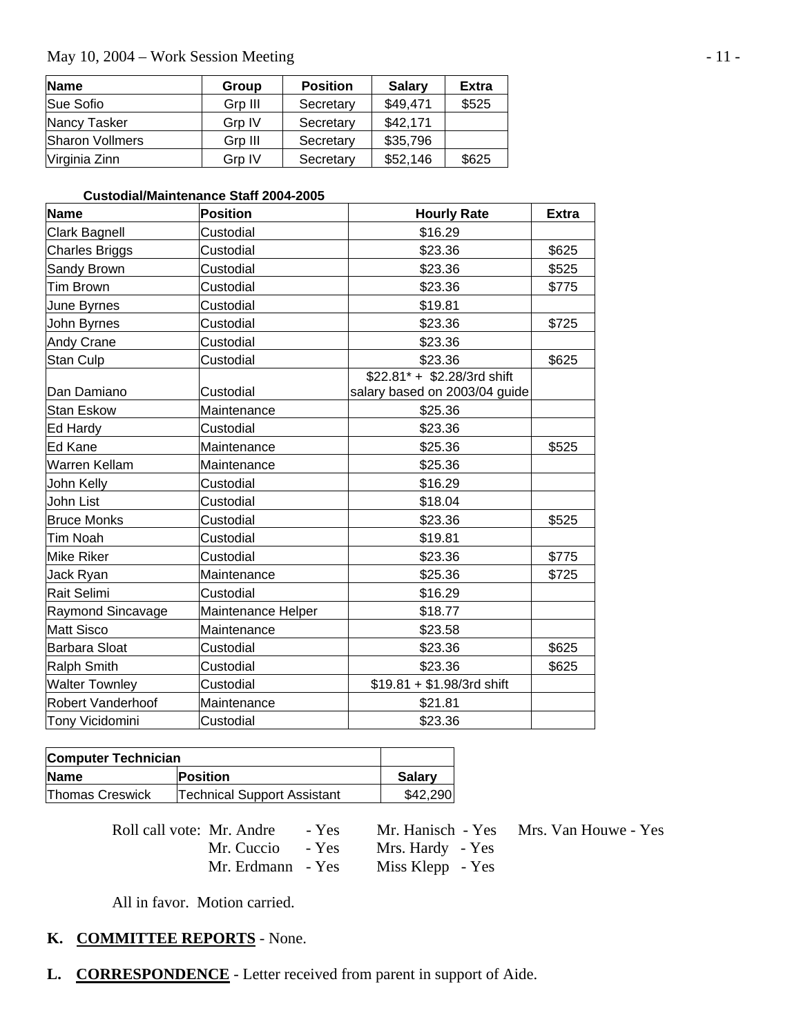| Name | Group | Position | Salary | Extra |
|---|---|---|---|---|
| Sue Sofio | Grp III | Secretary | $49,471 | $525 |
| Nancy Tasker | Grp IV | Secretary | $42,171 | |
| Sharon Vollmers | Grp III | Secretary | $35,796 | |
| Virginia Zinn | Grp IV | Secretary | $52,146 | $625 |

**Custodial/Maintenance Staff 2004-2005**

| Name | Position | Hourly Rate | Extra |
|---|---|---|---|
| Clark Bagnell | Custodial | $16.29 | |
| Charles Briggs | Custodial | $23.36 | $625 |
| Sandy Brown | Custodial | $23.36 | $525 |
| Tim Brown | Custodial | $23.36 | $775 |
| June Byrnes | Custodial | $19.81 | |
| John Byrnes | Custodial | $23.36 | $725 |
| Andy Crane | Custodial | $23.36 | |
| Stan Culp | Custodial | $23.36 | $625 |
| Dan Damiano | Custodial | $22.81* + $2.28/3rd shift salary based on 2003/04 guide | |
| Stan Eskow | Maintenance | $25.36 | |
| Ed Hardy | Custodial | $23.36 | |
| Ed Kane | Maintenance | $25.36 | $525 |
| Warren Kellam | Maintenance | $25.36 | |
| John Kelly | Custodial | $16.29 | |
| John List | Custodial | $18.04 | |
| Bruce Monks | Custodial | $23.36 | $525 |
| Tim Noah | Custodial | $19.81 | |
| Mike Riker | Custodial | $23.36 | $775 |
| Jack Ryan | Maintenance | $25.36 | $725 |
| Rait Selimi | Custodial | $16.29 | |
| Raymond Sincavage | Maintenance Helper | $18.77 | |
| Matt Sisco | Maintenance | $23.58 | |
| Barbara Sloat | Custodial | $23.36 | $625 |
| Ralph Smith | Custodial | $23.36 | $625 |
| Walter Townley | Custodial | $19.81 + $1.98/3rd shift | |
| Robert Vanderhoof | Maintenance | $21.81 | |
| Tony Vicidomini | Custodial | $23.36 | |

| Computer Technician | | |
|---|---|---|
| **Name** | **Position** | **Salary** |
| Thomas Creswick | Technical Support Assistant | $42,290 |

Roll call vote: Mr. Andre - Yes, Mr. Cuccio - Yes, Mr. Erdmann - Yes, Mr. Hanisch - Yes, Mrs. Hardy - Yes, Miss Klepp - Yes, Mrs. Van Houwe - Yes

All in favor. Motion carried.

**K. COMMITTEE REPORTS** - None.

**L. CORRESPONDENCE** - Letter received from parent in support of Aide.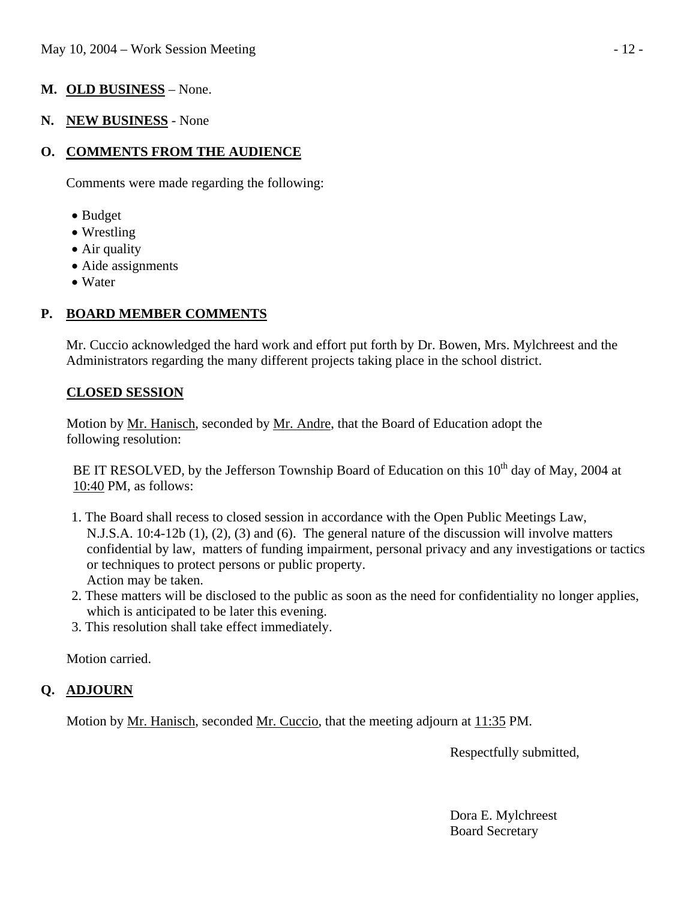**M. OLD BUSINESS** – None.

**N. NEW BUSINESS** - None

**O. COMMENTS FROM THE AUDIENCE**

Comments were made regarding the following:

- Budget
- Wrestling
- Air quality
- Aide assignments
- Water

**P. BOARD MEMBER COMMENTS**

Mr. Cuccio acknowledged the hard work and effort put forth by Dr. Bowen, Mrs. Mylchreest and the Administrators regarding the many different projects taking place in the school district.

**CLOSED SESSION**

Motion by Mr. Hanisch, seconded by Mr. Andre, that the Board of Education adopt the following resolution:

BE IT RESOLVED, by the Jefferson Township Board of Education on this 10th day of May, 2004 at 10:40 PM, as follows:

1. The Board shall recess to closed session in accordance with the Open Public Meetings Law, N.J.S.A. 10:4-12b (1), (2), (3) and (6). The general nature of the discussion will involve matters confidential by law, matters of funding impairment, personal privacy and any investigations or tactics or techniques to protect persons or public property.
   Action may be taken.
2. These matters will be disclosed to the public as soon as the need for confidentiality no longer applies, which is anticipated to be later this evening.
3. This resolution shall take effect immediately.

Motion carried.

**Q. ADJOURN**

Motion by Mr. Hanisch, seconded Mr. Cuccio, that the meeting adjourn at 11:35 PM.

Respectfully submitted,

Dora E. Mylchreest
Board Secretary